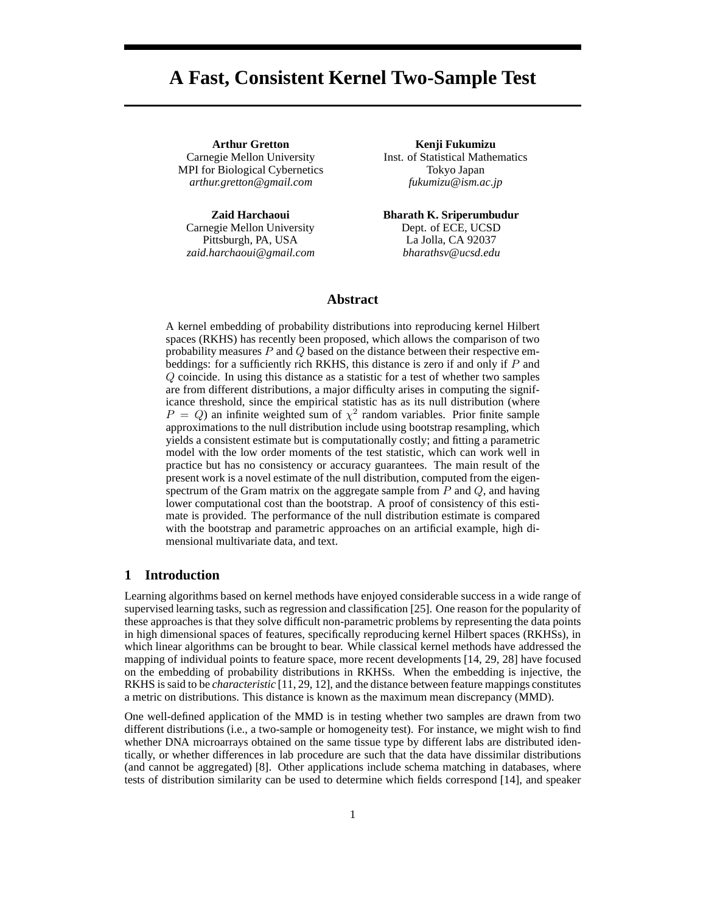# A Fast, Consistent Kernel Two-Sample Test

**Arthur Gretton**
Carnegie Mellon University
MPI for Biological Cybernetics
*arthur.gretton@gmail.com*

**Kenji Fukumizu**
Inst. of Statistical Mathematics
Tokyo Japan
*fukumizu@ism.ac.jp*

**Zaid Harchaoui**
Carnegie Mellon University
Pittsburgh, PA, USA
*zaid.harchaoui@gmail.com*

**Bharath K. Sriperumbudur**
Dept. of ECE, UCSD
La Jolla, CA 92037
*bharathsv@ucsd.edu*

## Abstract

A kernel embedding of probability distributions into reproducing kernel Hilbert spaces (RKHS) has recently been proposed, which allows the comparison of two probability measures $P$ and $Q$ based on the distance between their respective embeddings: for a sufficiently rich RKHS, this distance is zero if and only if $P$ and $Q$ coincide. In using this distance as a statistic for a test of whether two samples are from different distributions, a major difficulty arises in computing the significance threshold, since the empirical statistic has as its null distribution (where $P = Q$) an infinite weighted sum of $\chi^2$ random variables. Prior finite sample approximations to the null distribution include using bootstrap resampling, which yields a consistent estimate but is computationally costly; and fitting a parametric model with the low order moments of the test statistic, which can work well in practice but has no consistency or accuracy guarantees. The main result of the present work is a novel estimate of the null distribution, computed from the eigenspectrum of the Gram matrix on the aggregate sample from $P$ and $Q$, and having lower computational cost than the bootstrap. A proof of consistency of this estimate is provided. The performance of the null distribution estimate is compared with the bootstrap and parametric approaches on an artificial example, high dimensional multivariate data, and text.

## 1 Introduction

Learning algorithms based on kernel methods have enjoyed considerable success in a wide range of supervised learning tasks, such as regression and classification [25]. One reason for the popularity of these approaches is that they solve difficult non-parametric problems by representing the data points in high dimensional spaces of features, specifically reproducing kernel Hilbert spaces (RKHSs), in which linear algorithms can be brought to bear. While classical kernel methods have addressed the mapping of individual points to feature space, more recent developments [14, 29, 28] have focused on the embedding of probability distributions in RKHSs. When the embedding is injective, the RKHS is said to be *characteristic* [11, 29, 12], and the distance between feature mappings constitutes a metric on distributions. This distance is known as the maximum mean discrepancy (MMD).

One well-defined application of the MMD is in testing whether two samples are drawn from two different distributions (i.e., a two-sample or homogeneity test). For instance, we might wish to find whether DNA microarrays obtained on the same tissue type by different labs are distributed identically, or whether differences in lab procedure are such that the data have dissimilar distributions (and cannot be aggregated) [8]. Other applications include schema matching in databases, where tests of distribution similarity can be used to determine which fields correspond [14], and speaker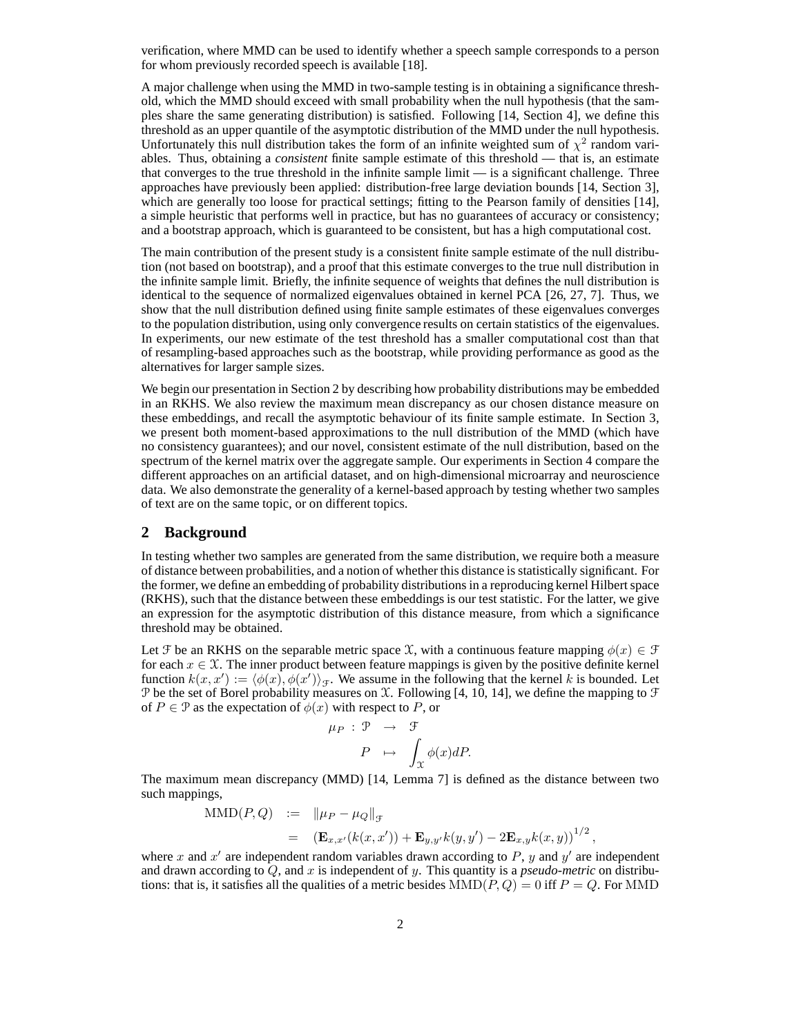verification, where MMD can be used to identify whether a speech sample corresponds to a person for whom previously recorded speech is available [18].

A major challenge when using the MMD in two-sample testing is in obtaining a significance threshold, which the MMD should exceed with small probability when the null hypothesis (that the samples share the same generating distribution) is satisfied. Following [14, Section 4], we define this threshold as an upper quantile of the asymptotic distribution of the MMD under the null hypothesis. Unfortunately this null distribution takes the form of an infinite weighted sum of $\chi^2$ random variables. Thus, obtaining a *consistent* finite sample estimate of this threshold — that is, an estimate that converges to the true threshold in the infinite sample limit — is a significant challenge. Three approaches have previously been applied: distribution-free large deviation bounds [14, Section 3], which are generally too loose for practical settings; fitting to the Pearson family of densities [14], a simple heuristic that performs well in practice, but has no guarantees of accuracy or consistency; and a bootstrap approach, which is guaranteed to be consistent, but has a high computational cost.

The main contribution of the present study is a consistent finite sample estimate of the null distribution (not based on bootstrap), and a proof that this estimate converges to the true null distribution in the infinite sample limit. Briefly, the infinite sequence of weights that defines the null distribution is identical to the sequence of normalized eigenvalues obtained in kernel PCA [26, 27, 7]. Thus, we show that the null distribution defined using finite sample estimates of these eigenvalues converges to the population distribution, using only convergence results on certain statistics of the eigenvalues. In experiments, our new estimate of the test threshold has a smaller computational cost than that of resampling-based approaches such as the bootstrap, while providing performance as good as the alternatives for larger sample sizes.

We begin our presentation in Section 2 by describing how probability distributions may be embedded in an RKHS. We also review the maximum mean discrepancy as our chosen distance measure on these embeddings, and recall the asymptotic behaviour of its finite sample estimate. In Section 3, we present both moment-based approximations to the null distribution of the MMD (which have no consistency guarantees); and our novel, consistent estimate of the null distribution, based on the spectrum of the kernel matrix over the aggregate sample. Our experiments in Section 4 compare the different approaches on an artificial dataset, and on high-dimensional microarray and neuroscience data. We also demonstrate the generality of a kernel-based approach by testing whether two samples of text are on the same topic, or on different topics.

## 2 Background

In testing whether two samples are generated from the same distribution, we require both a measure of distance between probabilities, and a notion of whether this distance is statistically significant. For the former, we define an embedding of probability distributions in a reproducing kernel Hilbert space (RKHS), such that the distance between these embeddings is our test statistic. For the latter, we give an expression for the asymptotic distribution of this distance measure, from which a significance threshold may be obtained.

Let $\mathcal{F}$ be an RKHS on the separable metric space $\mathcal{X}$, with a continuous feature mapping $\phi(x) \in \mathcal{F}$ for each $x \in \mathcal{X}$. The inner product between feature mappings is given by the positive definite kernel function $k(x, x') := \langle \phi(x), \phi(x') \rangle_{\mathcal{F}}$. We assume in the following that the kernel $k$ is bounded. Let $\mathcal{P}$ be the set of Borel probability measures on $\mathcal{X}$. Following [4, 10, 14], we define the mapping to $\mathcal{F}$ of $P \in \mathcal{P}$ as the expectation of $\phi(x)$ with respect to $P$, or

$$\begin{aligned} \mu_P \; : \; \mathcal{P} \; &\rightarrow \; \mathcal{F} \\ P \; &\mapsto \; \int_{\mathcal{X}} \phi(x) dP. \end{aligned}$$

The maximum mean discrepancy (MMD) [14, Lemma 7] is defined as the distance between two such mappings,

$$\begin{aligned} \mathrm{MMD}(P, Q) \;&:=\; \|\mu_P - \mu_Q\|_{\mathcal{F}} \\ &=\; \left(\mathbf{E}_{x,x'}(k(x, x')) + \mathbf{E}_{y,y'}k(y, y') - 2\mathbf{E}_{x,y}k(x, y)\right)^{1/2}, \end{aligned}$$

where $x$ and $x'$ are independent random variables drawn according to $P$, $y$ and $y'$ are independent and drawn according to $Q$, and $x$ is independent of $y$. This quantity is a *pseudo-metric* on distributions: that is, it satisfies all the qualities of a metric besides $\mathrm{MMD}(P, Q) = 0$ iff $P = Q$. For MMD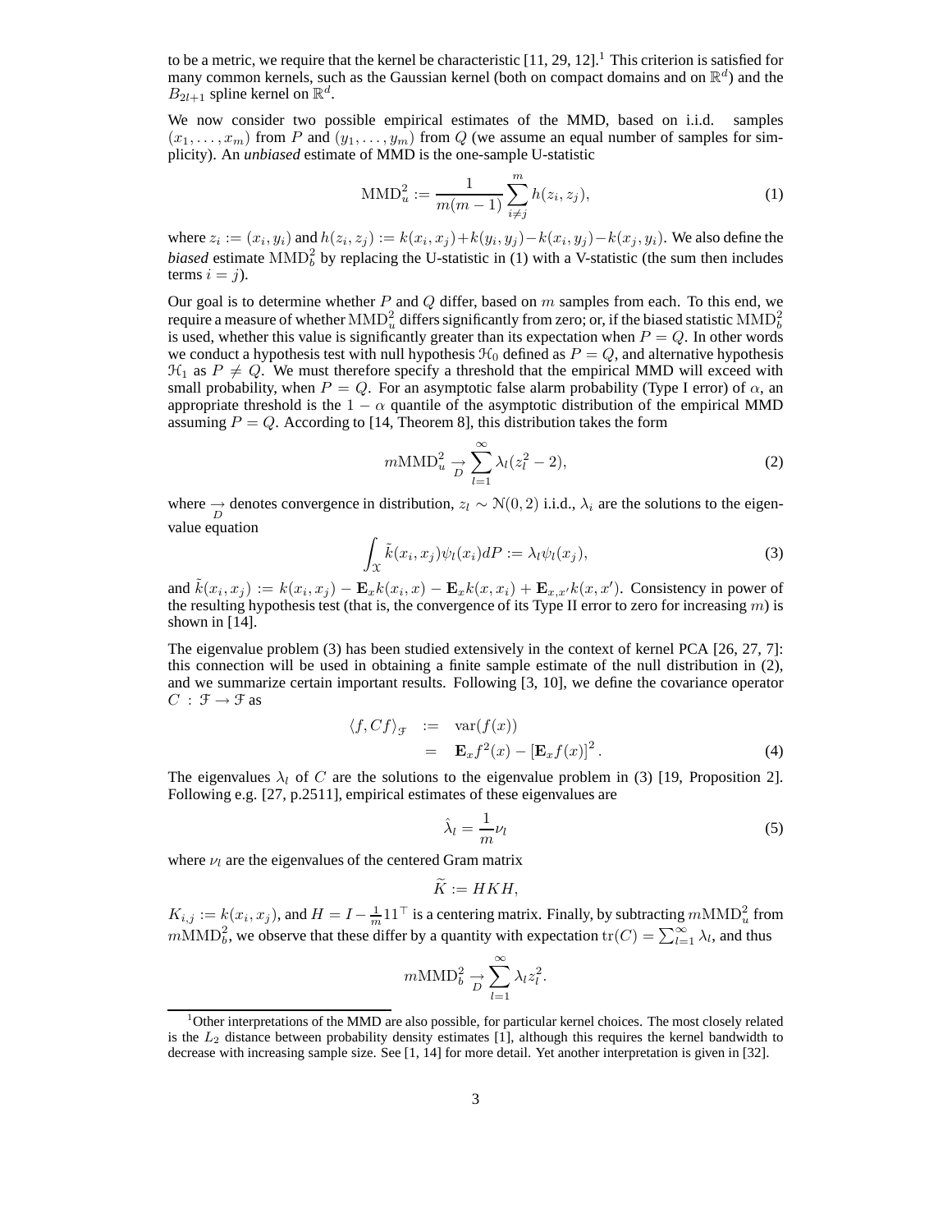to be a metric, we require that the kernel be characteristic [11, 29, 12].[1] This criterion is satisfied for many common kernels, such as the Gaussian kernel (both on compact domains and on $\mathbb{R}^d$) and the $B_{2l+1}$ spline kernel on $\mathbb{R}^d$.

We now consider two possible empirical estimates of the MMD, based on i.i.d. samples $(x_1, \ldots, x_m)$ from $P$ and $(y_1, \ldots, y_m)$ from $Q$ (we assume an equal number of samples for simplicity). An *unbiased* estimate of MMD is the one-sample U-statistic

$$\mathrm{MMD}_u^2 := \frac{1}{m(m-1)} \sum_{i \neq j}^{m} h(z_i, z_j), \tag{1}$$

where $z_i := (x_i, y_i)$ and $h(z_i, z_j) := k(x_i, x_j) + k(y_i, y_j) - k(x_i, y_j) - k(x_j, y_i)$. We also define the *biased* estimate $\mathrm{MMD}_b^2$ by replacing the U-statistic in (1) with a V-statistic (the sum then includes terms $i = j$).

Our goal is to determine whether $P$ and $Q$ differ, based on $m$ samples from each. To this end, we require a measure of whether $\mathrm{MMD}_u^2$ differs significantly from zero; or, if the biased statistic $\mathrm{MMD}_b^2$ is used, whether this value is significantly greater than its expectation when $P = Q$. In other words we conduct a hypothesis test with null hypothesis $\mathcal{H}_0$ defined as $P = Q$, and alternative hypothesis $\mathcal{H}_1$ as $P \neq Q$. We must therefore specify a threshold that the empirical MMD will exceed with small probability, when $P = Q$. For an asymptotic false alarm probability (Type I error) of $\alpha$, an appropriate threshold is the $1 - \alpha$ quantile of the asymptotic distribution of the empirical MMD assuming $P = Q$. According to [14, Theorem 8], this distribution takes the form

$$m\mathrm{MMD}_u^2 \underset{D}{\to} \sum_{l=1}^{\infty} \lambda_l (z_l^2 - 2), \tag{2}$$

where $\underset{D}{\to}$ denotes convergence in distribution, $z_l \sim \mathcal{N}(0, 2)$ i.i.d., $\lambda_i$ are the solutions to the eigenvalue equation

$$\int_{\mathcal{X}} \tilde{k}(x_i, x_j) \psi_l(x_i) dP := \lambda_l \psi_l(x_j), \tag{3}$$

and $\tilde{k}(x_i, x_j) := k(x_i, x_j) - \mathbf{E}_x k(x_i, x) - \mathbf{E}_x k(x, x_i) + \mathbf{E}_{x,x'} k(x, x')$. Consistency in power of the resulting hypothesis test (that is, the convergence of its Type II error to zero for increasing $m$) is shown in [14].

The eigenvalue problem (3) has been studied extensively in the context of kernel PCA [26, 27, 7]: this connection will be used in obtaining a finite sample estimate of the null distribution in (2), and we summarize certain important results. Following [3, 10], we define the covariance operator $C : \mathcal{F} \to \mathcal{F}$ as

$$\begin{aligned} \langle f, Cf \rangle_{\mathcal{F}} &:= \mathrm{var}(f(x)) \\ &= \mathbf{E}_x f^2(x) - [\mathbf{E}_x f(x)]^2 . \end{aligned} \tag{4}$$

The eigenvalues $\lambda_l$ of $C$ are the solutions to the eigenvalue problem in (3) [19, Proposition 2]. Following e.g. [27, p.2511], empirical estimates of these eigenvalues are

$$\hat{\lambda}_l = \frac{1}{m} \nu_l \tag{5}$$

where $\nu_l$ are the eigenvalues of the centered Gram matrix

$$\widetilde{K} := HKH,$$

$K_{i,j} := k(x_i, x_j)$, and $H = I - \frac{1}{m} 1 1^\top$ is a centering matrix. Finally, by subtracting $m\mathrm{MMD}_u^2$ from $m\mathrm{MMD}_b^2$, we observe that these differ by a quantity with expectation $\mathrm{tr}(C) = \sum_{l=1}^{\infty} \lambda_l$, and thus

$$m\mathrm{MMD}_b^2 \underset{D}{\to} \sum_{l=1}^{\infty} \lambda_l z_l^2 .$$

[1] Other interpretations of the MMD are also possible, for particular kernel choices. The most closely related is the $L_2$ distance between probability density estimates [1], although this requires the kernel bandwidth to decrease with increasing sample size. See [1, 14] for more detail. Yet another interpretation is given in [32].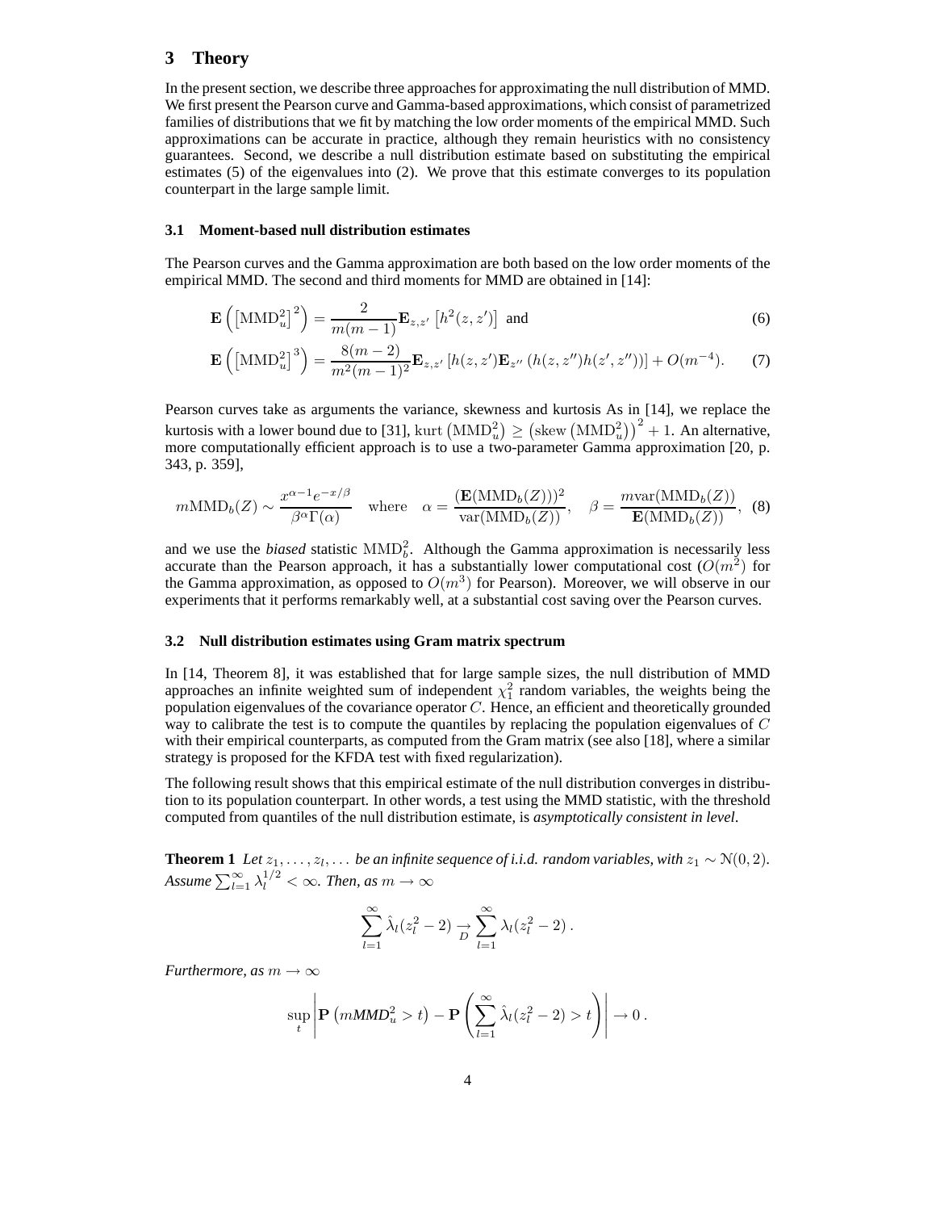## 3 Theory

In the present section, we describe three approaches for approximating the null distribution of MMD. We first present the Pearson curve and Gamma-based approximations, which consist of parametrized families of distributions that we fit by matching the low order moments of the empirical MMD. Such approximations can be accurate in practice, although they remain heuristics with no consistency guarantees. Second, we describe a null distribution estimate based on substituting the empirical estimates (5) of the eigenvalues into (2). We prove that this estimate converges to its population counterpart in the large sample limit.

### 3.1 Moment-based null distribution estimates

The Pearson curves and the Gamma approximation are both based on the low order moments of the empirical MMD. The second and third moments for MMD are obtained in [14]:

$$\mathbf{E}\left(\left[\mathrm{MMD}_u^2\right]^2\right) = \frac{2}{m(m-1)}\mathbf{E}_{z,z'}\left[h^2(z,z')\right] \text{ and } \tag{6}$$

$$\mathbf{E}\left(\left[\mathrm{MMD}_u^2\right]^3\right) = \frac{8(m-2)}{m^2(m-1)^2}\mathbf{E}_{z,z'}\left[h(z,z')\mathbf{E}_{z''}\left(h(z,z'')h(z',z'')\right)\right] + O(m^{-4}). \tag{7}$$

Pearson curves take as arguments the variance, skewness and kurtosis As in [14], we replace the kurtosis with a lower bound due to [31], $\mathrm{kurt}\left(\mathrm{MMD}_u^2\right) \geq \left(\mathrm{skew}\left(\mathrm{MMD}_u^2\right)\right)^2 + 1$. An alternative, more computationally efficient approach is to use a two-parameter Gamma approximation [20, p. 343, p. 359],

$$m\mathrm{MMD}_b(Z) \sim \frac{x^{\alpha-1}e^{-x/\beta}}{\beta^\alpha\Gamma(\alpha)} \quad \text{where} \quad \alpha = \frac{(\mathbf{E}(\mathrm{MMD}_b(Z)))^2}{\mathrm{var}(\mathrm{MMD}_b(Z))}, \quad \beta = \frac{m\mathrm{var}(\mathrm{MMD}_b(Z))}{\mathbf{E}(\mathrm{MMD}_b(Z))}, \tag{8}$$

and we use the *biased* statistic $\mathrm{MMD}_b^2$. Although the Gamma approximation is necessarily less accurate than the Pearson approach, it has a substantially lower computational cost ($O(m^2)$ for the Gamma approximation, as opposed to $O(m^3)$ for Pearson). Moreover, we will observe in our experiments that it performs remarkably well, at a substantial cost saving over the Pearson curves.

### 3.2 Null distribution estimates using Gram matrix spectrum

In [14, Theorem 8], it was established that for large sample sizes, the null distribution of MMD approaches an infinite weighted sum of independent $\chi_1^2$ random variables, the weights being the population eigenvalues of the covariance operator $C$. Hence, an efficient and theoretically grounded way to calibrate the test is to compute the quantiles by replacing the population eigenvalues of $C$ with their empirical counterparts, as computed from the Gram matrix (see also [18], where a similar strategy is proposed for the KFDA test with fixed regularization).

The following result shows that this empirical estimate of the null distribution converges in distribution to its population counterpart. In other words, a test using the MMD statistic, with the threshold computed from quantiles of the null distribution estimate, is *asymptotically consistent in level*.

**Theorem 1** *Let $z_1, \ldots, z_l, \ldots$ be an infinite sequence of i.i.d. random variables, with $z_1 \sim \mathcal{N}(0, 2)$. Assume $\sum_{l=1}^{\infty} \lambda_l^{1/2} < \infty$. Then, as $m \to \infty$*

$$\sum_{l=1}^{\infty} \hat{\lambda}_l(z_l^2 - 2) \underset{D}{\to} \sum_{l=1}^{\infty} \lambda_l(z_l^2 - 2)\,.$$

*Furthermore, as $m \to \infty$*

$$\sup_t \left| \mathbf{P}\left(m\mathrm{MMD}_u^2 > t\right) - \mathbf{P}\left(\sum_{l=1}^{\infty} \hat{\lambda}_l(z_l^2 - 2) > t\right) \right| \to 0\,.$$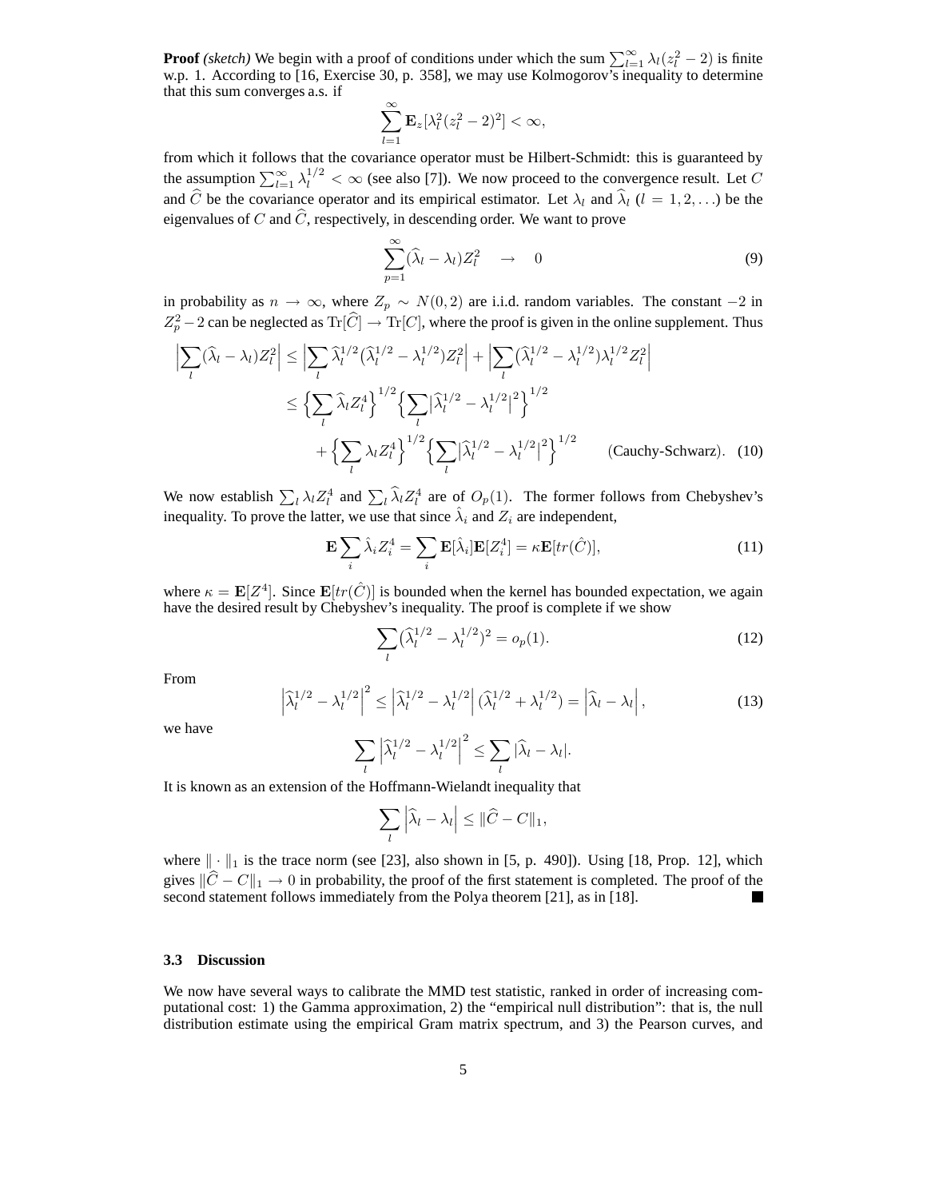**Proof** *(sketch)* We begin with a proof of conditions under which the sum $\sum_{l=1}^{\infty} \lambda_l (z_l^2 - 2)$ is finite w.p. 1. According to [16, Exercise 30, p. 358], we may use Kolmogorov's inequality to determine that this sum converges a.s. if

$$\sum_{l=1}^{\infty} \mathbf{E}_z[\lambda_l^2 (z_l^2 - 2)^2] < \infty,$$

from which it follows that the covariance operator must be Hilbert-Schmidt: this is guaranteed by the assumption $\sum_{l=1}^{\infty} \lambda_l^{1/2} < \infty$ (see also [7]). We now proceed to the convergence result. Let $C$ and $\widehat{C}$ be the covariance operator and its empirical estimator. Let $\lambda_l$ and $\widehat{\lambda}_l$ $(l = 1, 2, \ldots)$ be the eigenvalues of $C$ and $\widehat{C}$, respectively, in descending order. We want to prove

$$\sum_{p=1}^{\infty} (\widehat{\lambda}_l - \lambda_l) Z_l^2 \quad \to \quad 0 \tag{9}$$

in probability as $n \to \infty$, where $Z_p \sim N(0, 2)$ are i.i.d. random variables. The constant $-2$ in $Z_p^2 - 2$ can be neglected as $\mathrm{Tr}[\widehat{C}] \to \mathrm{Tr}[C]$, where the proof is given in the online supplement. Thus

$$\begin{aligned}
\Big| \sum_l (\widehat{\lambda}_l - \lambda_l) Z_l^2 \Big| &\leq \Big| \sum_l \widehat{\lambda}_l^{1/2} (\widehat{\lambda}_l^{1/2} - \lambda_l^{1/2}) Z_l^2 \Big| + \Big| \sum_l (\widehat{\lambda}_l^{1/2} - \lambda_l^{1/2}) \lambda_l^{1/2} Z_l^2 \Big| \\
&\leq \Big\{ \sum_l \widehat{\lambda}_l Z_l^4 \Big\}^{1/2} \Big\{ \sum_l \big| \widehat{\lambda}_l^{1/2} - \lambda_l^{1/2} \big|^2 \Big\}^{1/2} \\
&\quad + \Big\{ \sum_l \lambda_l Z_l^4 \Big\}^{1/2} \Big\{ \sum_l \big| \widehat{\lambda}_l^{1/2} - \lambda_l^{1/2} \big|^2 \Big\}^{1/2} \qquad \text{(Cauchy-Schwarz)}.
\end{aligned} \tag{10}$$

We now establish $\sum_l \lambda_l Z_l^4$ and $\sum_l \widehat{\lambda}_l Z_l^4$ are of $O_p(1)$. The former follows from Chebyshev's inequality. To prove the latter, we use that since $\hat{\lambda}_i$ and $Z_i$ are independent,

$$\mathbf{E} \sum_i \hat{\lambda}_i Z_i^4 = \sum_i \mathbf{E}[\hat{\lambda}_i] \mathbf{E}[Z_i^4] = \kappa \mathbf{E}[tr(\hat{C})], \tag{11}$$

where $\kappa = \mathbf{E}[Z^4]$. Since $\mathbf{E}[tr(\hat{C})]$ is bounded when the kernel has bounded expectation, we again have the desired result by Chebyshev's inequality. The proof is complete if we show

$$\sum_l (\widehat{\lambda}_l^{1/2} - \lambda_l^{1/2})^2 = o_p(1). \tag{12}$$

From

$$\Big| \widehat{\lambda}_l^{1/2} - \lambda_l^{1/2} \Big|^2 \leq \Big| \widehat{\lambda}_l^{1/2} - \lambda_l^{1/2} \Big| (\widehat{\lambda}_l^{1/2} + \lambda_l^{1/2}) = \Big| \widehat{\lambda}_l - \lambda_l \Big|, \tag{13}$$

we have

$$\sum_l \Big| \widehat{\lambda}_l^{1/2} - \lambda_l^{1/2} \Big|^2 \leq \sum_l |\widehat{\lambda}_l - \lambda_l|.$$

It is known as an extension of the Hoffmann-Wielandt inequality that

$$\sum_l \Big| \widehat{\lambda}_l - \lambda_l \Big| \leq \| \widehat{C} - C \|_1,$$

where $\| \cdot \|_1$ is the trace norm (see [23], also shown in [5, p. 490]). Using [18, Prop. 12], which gives $\| \widehat{C} - C \|_1 \to 0$ in probability, the proof of the first statement is completed. The proof of the second statement follows immediately from the Polya theorem [21], as in [18]. ■

### 3.3 Discussion

We now have several ways to calibrate the MMD test statistic, ranked in order of increasing computational cost: 1) the Gamma approximation, 2) the "empirical null distribution": that is, the null distribution estimate using the empirical Gram matrix spectrum, and 3) the Pearson curves, and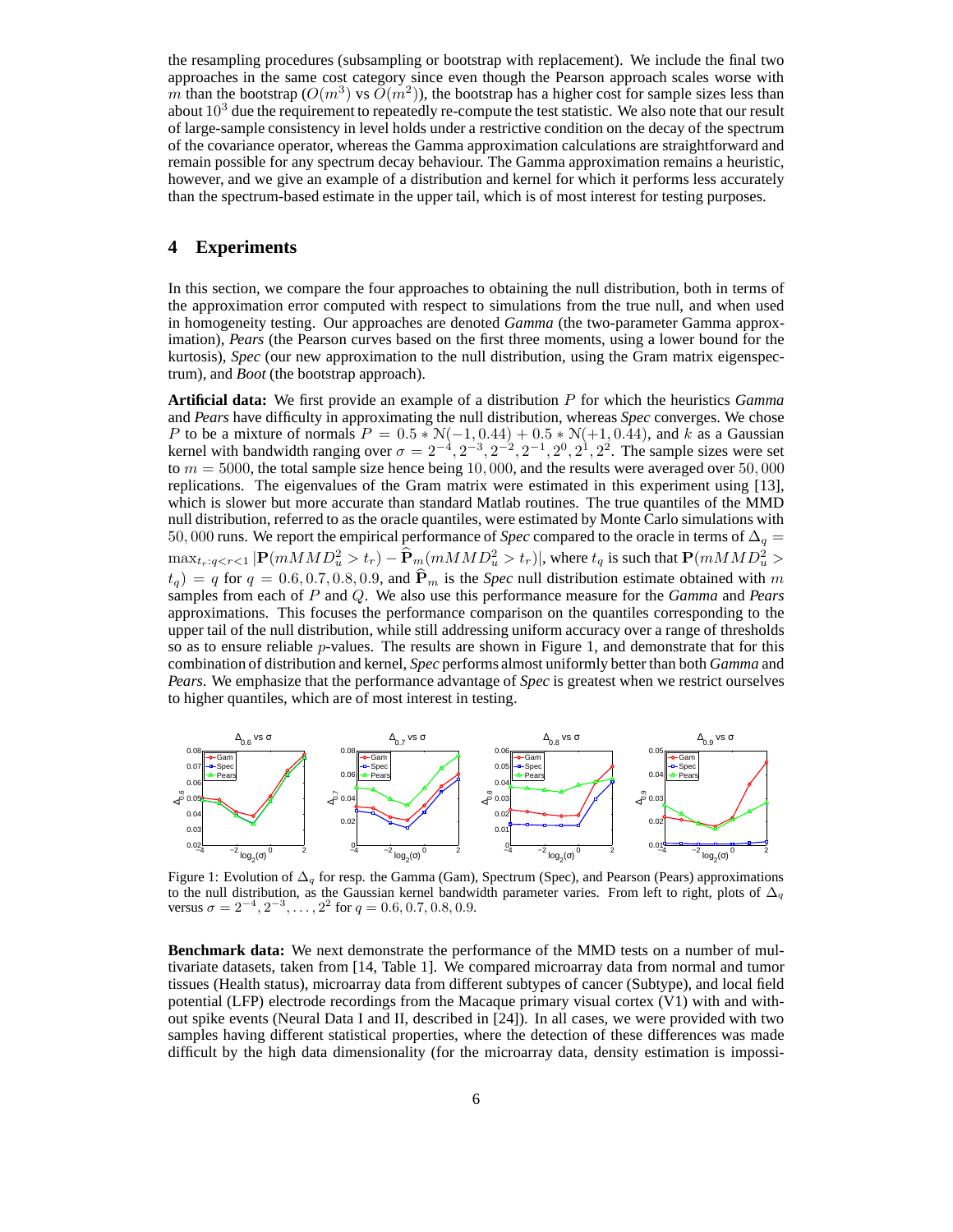the resampling procedures (subsampling or bootstrap with replacement). We include the final two approaches in the same cost category since even though the Pearson approach scales worse with $m$ than the bootstrap ($O(m^3)$ vs $O(m^2)$), the bootstrap has a higher cost for sample sizes less than about $10^3$ due the requirement to repeatedly re-compute the test statistic. We also note that our result of large-sample consistency in level holds under a restrictive condition on the decay of the spectrum of the covariance operator, whereas the Gamma approximation calculations are straightforward and remain possible for any spectrum decay behaviour. The Gamma approximation remains a heuristic, however, and we give an example of a distribution and kernel for which it performs less accurately than the spectrum-based estimate in the upper tail, which is of most interest for testing purposes.

## 4 Experiments

In this section, we compare the four approaches to obtaining the null distribution, both in terms of the approximation error computed with respect to simulations from the true null, and when used in homogeneity testing. Our approaches are denoted *Gamma* (the two-parameter Gamma approximation), *Pears* (the Pearson curves based on the first three moments, using a lower bound for the kurtosis), *Spec* (our new approximation to the null distribution, using the Gram matrix eigenspectrum), and *Boot* (the bootstrap approach).

**Artificial data:** We first provide an example of a distribution $P$ for which the heuristics *Gamma* and *Pears* have difficulty in approximating the null distribution, whereas *Spec* converges. We chose $P$ to be a mixture of normals $P = 0.5 * \mathcal{N}(-1, 0.44) + 0.5 * \mathcal{N}(+1, 0.44)$, and $k$ as a Gaussian kernel with bandwidth ranging over $\sigma = 2^{-4}, 2^{-3}, 2^{-2}, 2^{-1}, 2^{0}, 2^{1}, 2^{2}$. The sample sizes were set to $m = 5000$, the total sample size hence being $10,000$, and the results were averaged over $50,000$ replications. The eigenvalues of the Gram matrix were estimated in this experiment using [13], which is slower but more accurate than standard Matlab routines. The true quantiles of the MMD null distribution, referred to as the oracle quantiles, were estimated by Monte Carlo simulations with $50,000$ runs. We report the empirical performance of *Spec* compared to the oracle in terms of $\Delta_q = \max_{t_r : q<r<1} |\mathbf{P}(mMMD_u^2 > t_r) - \widehat{\mathbf{P}}_m(mMMD_u^2 > t_r)|$, where $t_q$ is such that $\mathbf{P}(mMMD_u^2 > t_q) = q$ for $q = 0.6, 0.7, 0.8, 0.9$, and $\widehat{\mathbf{P}}_m$ is the *Spec* null distribution estimate obtained with $m$ samples from each of $P$ and $Q$. We also use this performance measure for the *Gamma* and *Pears* approximations. This focuses the performance comparison on the quantiles corresponding to the upper tail of the null distribution, while still addressing uniform accuracy over a range of thresholds so as to ensure reliable $p$-values. The results are shown in Figure 1, and demonstrate that for this combination of distribution and kernel, *Spec* performs almost uniformly better than both *Gamma* and *Pears*. We emphasize that the performance advantage of *Spec* is greatest when we restrict ourselves to higher quantiles, which are of most interest in testing.

Figure 1: Evolution of $\Delta_q$ for resp. the Gamma (Gam), Spectrum (Spec), and Pearson (Pears) approximations to the null distribution, as the Gaussian kernel bandwidth parameter varies. From left to right, plots of $\Delta_q$ versus $\sigma = 2^{-4}, 2^{-3}, \ldots, 2^{2}$ for $q = 0.6, 0.7, 0.8, 0.9$.

**Benchmark data:** We next demonstrate the performance of the MMD tests on a number of multivariate datasets, taken from [14, Table 1]. We compared microarray data from normal and tumor tissues (Health status), microarray data from different subtypes of cancer (Subtype), and local field potential (LFP) electrode recordings from the Macaque primary visual cortex (V1) with and without spike events (Neural Data I and II, described in [24]). In all cases, we were provided with two samples having different statistical properties, where the detection of these differences was made difficult by the high data dimensionality (for the microarray data, density estimation is impossi-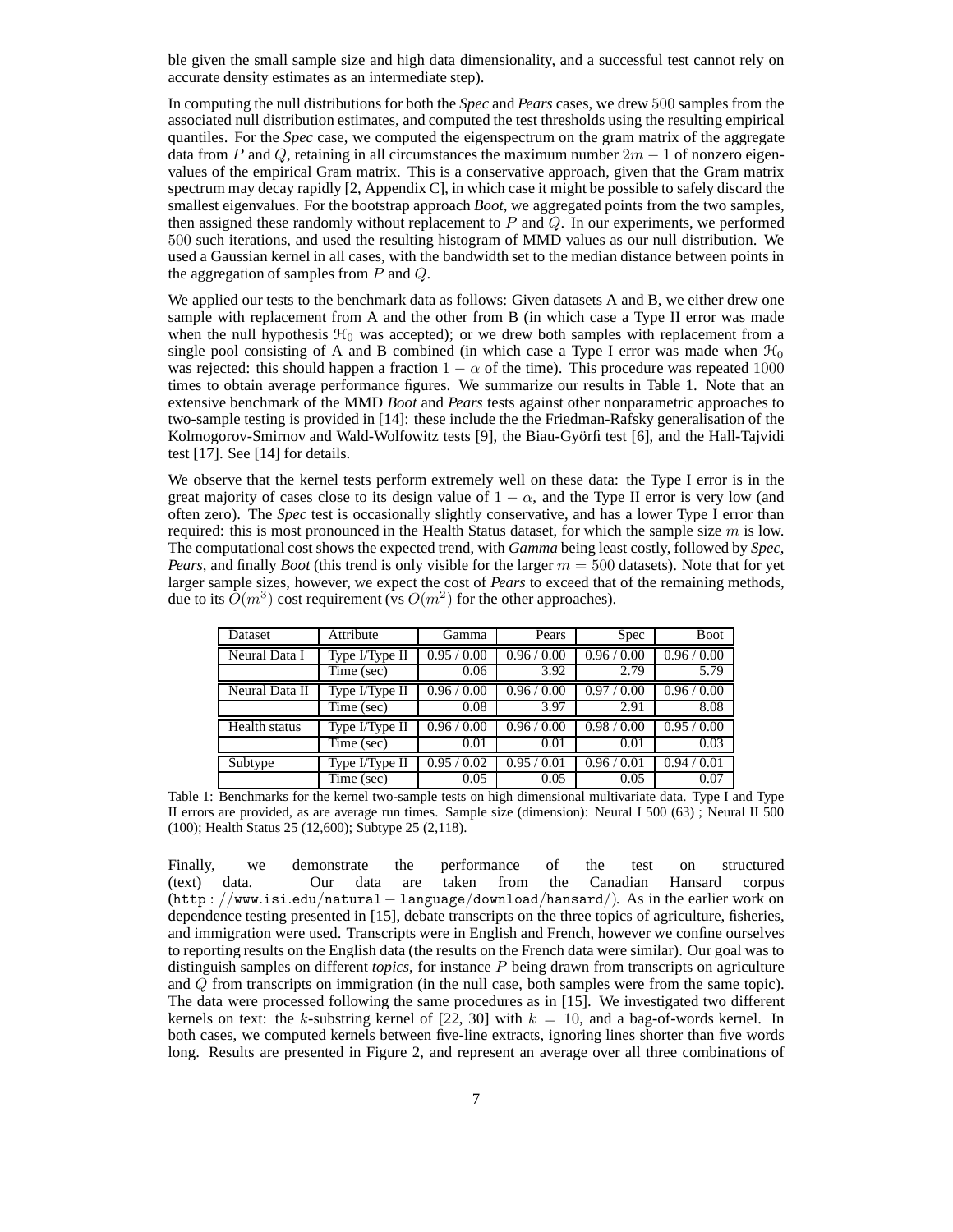ble given the small sample size and high data dimensionality, and a successful test cannot rely on accurate density estimates as an intermediate step).

In computing the null distributions for both the *Spec* and *Pears* cases, we drew 500 samples from the associated null distribution estimates, and computed the test thresholds using the resulting empirical quantiles. For the *Spec* case, we computed the eigenspectrum on the gram matrix of the aggregate data from $P$ and $Q$, retaining in all circumstances the maximum number $2m-1$ of nonzero eigenvalues of the empirical Gram matrix. This is a conservative approach, given that the Gram matrix spectrum may decay rapidly [2, Appendix C], in which case it might be possible to safely discard the smallest eigenvalues. For the bootstrap approach *Boot*, we aggregated points from the two samples, then assigned these randomly without replacement to $P$ and $Q$. In our experiments, we performed 500 such iterations, and used the resulting histogram of MMD values as our null distribution. We used a Gaussian kernel in all cases, with the bandwidth set to the median distance between points in the aggregation of samples from $P$ and $Q$.

We applied our tests to the benchmark data as follows: Given datasets A and B, we either drew one sample with replacement from A and the other from B (in which case a Type II error was made when the null hypothesis $\mathcal{H}_0$ was accepted); or we drew both samples with replacement from a single pool consisting of A and B combined (in which case a Type I error was made when $\mathcal{H}_0$ was rejected: this should happen a fraction $1-\alpha$ of the time). This procedure was repeated 1000 times to obtain average performance figures. We summarize our results in Table 1. Note that an extensive benchmark of the MMD *Boot* and *Pears* tests against other nonparametric approaches to two-sample testing is provided in [14]: these include the the Friedman-Rafsky generalisation of the Kolmogorov-Smirnov and Wald-Wolfowitz tests [9], the Biau-Györfi test [6], and the Hall-Tajvidi test [17]. See [14] for details.

We observe that the kernel tests perform extremely well on these data: the Type I error is in the great majority of cases close to its design value of $1-\alpha$, and the Type II error is very low (and often zero). The *Spec* test is occasionally slightly conservative, and has a lower Type I error than required: this is most pronounced in the Health Status dataset, for which the sample size $m$ is low. The computational cost shows the expected trend, with *Gamma* being least costly, followed by *Spec*, *Pears*, and finally *Boot* (this trend is only visible for the larger $m = 500$ datasets). Note that for yet larger sample sizes, however, we expect the cost of *Pears* to exceed that of the remaining methods, due to its $O(m^3)$ cost requirement (vs $O(m^2)$ for the other approaches).

| Dataset | Attribute | Gamma | Pears | Spec | Boot |
|---|---|---|---|---|---|
| Neural Data I | Type I/Type II | 0.95 / 0.00 | 0.96 / 0.00 | 0.96 / 0.00 | 0.96 / 0.00 |
| | Time (sec) | 0.06 | 3.92 | 2.79 | 5.79 |
| Neural Data II | Type I/Type II | 0.96 / 0.00 | 0.96 / 0.00 | 0.97 / 0.00 | 0.96 / 0.00 |
| | Time (sec) | 0.08 | 3.97 | 2.91 | 8.08 |
| Health status | Type I/Type II | 0.96 / 0.00 | 0.96 / 0.00 | 0.98 / 0.00 | 0.95 / 0.00 |
| | Time (sec) | 0.01 | 0.01 | 0.01 | 0.03 |
| Subtype | Type I/Type II | 0.95 / 0.02 | 0.95 / 0.01 | 0.96 / 0.01 | 0.94 / 0.01 |
| | Time (sec) | 0.05 | 0.05 | 0.05 | 0.07 |

Table 1: Benchmarks for the kernel two-sample tests on high dimensional multivariate data. Type I and Type II errors are provided, as are average run times. Sample size (dimension): Neural I 500 (63) ; Neural II 500 (100); Health Status 25 (12,600); Subtype 25 (2,118).

Finally, we demonstrate the performance of the test on structured (text) data. Our data are taken from the Canadian Hansard corpus (http://www.isi.edu/natural-language/download/hansard/). As in the earlier work on dependence testing presented in [15], debate transcripts on the three topics of agriculture, fisheries, and immigration were used. Transcripts were in English and French, however we confine ourselves to reporting results on the English data (the results on the French data were similar). Our goal was to distinguish samples on different *topics*, for instance $P$ being drawn from transcripts on agriculture and $Q$ from transcripts on immigration (in the null case, both samples were from the same topic). The data were processed following the same procedures as in [15]. We investigated two different kernels on text: the $k$-substring kernel of [22, 30] with $k = 10$, and a bag-of-words kernel. In both cases, we computed kernels between five-line extracts, ignoring lines shorter than five words long. Results are presented in Figure 2, and represent an average over all three combinations of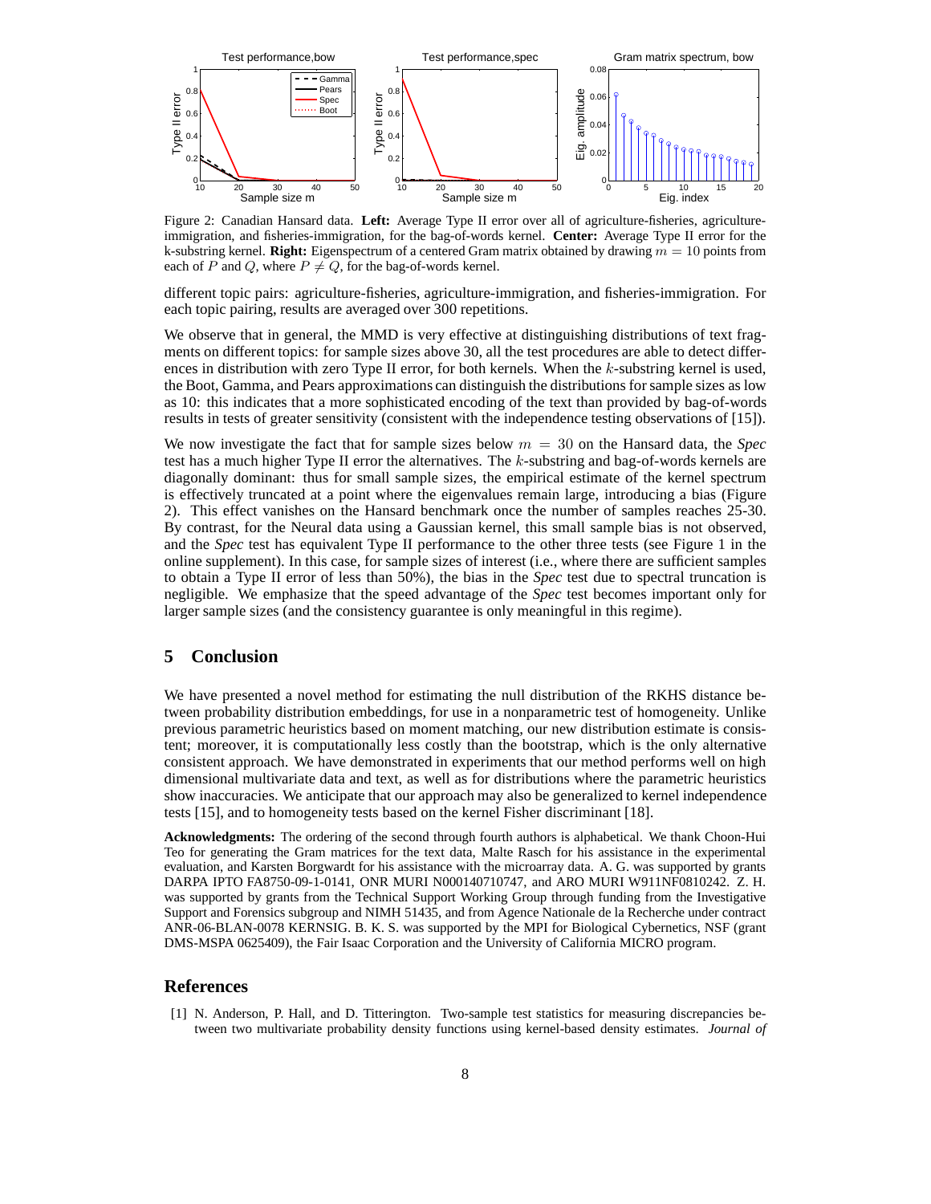Figure 2: Canadian Hansard data. **Left:** Average Type II error over all of agriculture-fisheries, agriculture-immigration, and fisheries-immigration, for the bag-of-words kernel. **Center:** Average Type II error for the k-substring kernel. **Right:** Eigenspectrum of a centered Gram matrix obtained by drawing $m = 10$ points from each of $P$ and $Q$, where $P \neq Q$, for the bag-of-words kernel.

different topic pairs: agriculture-fisheries, agriculture-immigration, and fisheries-immigration. For each topic pairing, results are averaged over 300 repetitions.

We observe that in general, the MMD is very effective at distinguishing distributions of text fragments on different topics: for sample sizes above 30, all the test procedures are able to detect differences in distribution with zero Type II error, for both kernels. When the $k$-substring kernel is used, the Boot, Gamma, and Pears approximations can distinguish the distributions for sample sizes as low as 10: this indicates that a more sophisticated encoding of the text than provided by bag-of-words results in tests of greater sensitivity (consistent with the independence testing observations of [15]).

We now investigate the fact that for sample sizes below $m = 30$ on the Hansard data, the *Spec* test has a much higher Type II error the alternatives. The $k$-substring and bag-of-words kernels are diagonally dominant: thus for small sample sizes, the empirical estimate of the kernel spectrum is effectively truncated at a point where the eigenvalues remain large, introducing a bias (Figure 2). This effect vanishes on the Hansard benchmark once the number of samples reaches 25-30. By contrast, for the Neural data using a Gaussian kernel, this small sample bias is not observed, and the *Spec* test has equivalent Type II performance to the other three tests (see Figure 1 in the online supplement). In this case, for sample sizes of interest (i.e., where there are sufficient samples to obtain a Type II error of less than 50%), the bias in the *Spec* test due to spectral truncation is negligible. We emphasize that the speed advantage of the *Spec* test becomes important only for larger sample sizes (and the consistency guarantee is only meaningful in this regime).

## 5 Conclusion

We have presented a novel method for estimating the null distribution of the RKHS distance between probability distribution embeddings, for use in a nonparametric test of homogeneity. Unlike previous parametric heuristics based on moment matching, our new distribution estimate is consistent; moreover, it is computationally less costly than the bootstrap, which is the only alternative consistent approach. We have demonstrated in experiments that our method performs well on high dimensional multivariate data and text, as well as for distributions where the parametric heuristics show inaccuracies. We anticipate that our approach may also be generalized to kernel independence tests [15], and to homogeneity tests based on the kernel Fisher discriminant [18].

**Acknowledgments:** The ordering of the second through fourth authors is alphabetical. We thank Choon-Hui Teo for generating the Gram matrices for the text data, Malte Rasch for his assistance in the experimental evaluation, and Karsten Borgwardt for his assistance with the microarray data. A. G. was supported by grants DARPA IPTO FA8750-09-1-0141, ONR MURI N000140710747, and ARO MURI W911NF0810242. Z. H. was supported by grants from the Technical Support Working Group through funding from the Investigative Support and Forensics subgroup and NIMH 51435, and from Agence Nationale de la Recherche under contract ANR-06-BLAN-0078 KERNSIG. B. K. S. was supported by the MPI for Biological Cybernetics, NSF (grant DMS-MSPA 0625409), the Fair Isaac Corporation and the University of California MICRO program.

## References

[1] N. Anderson, P. Hall, and D. Titterington. Two-sample test statistics for measuring discrepancies between two multivariate probability density functions using kernel-based density estimates. *Journal of*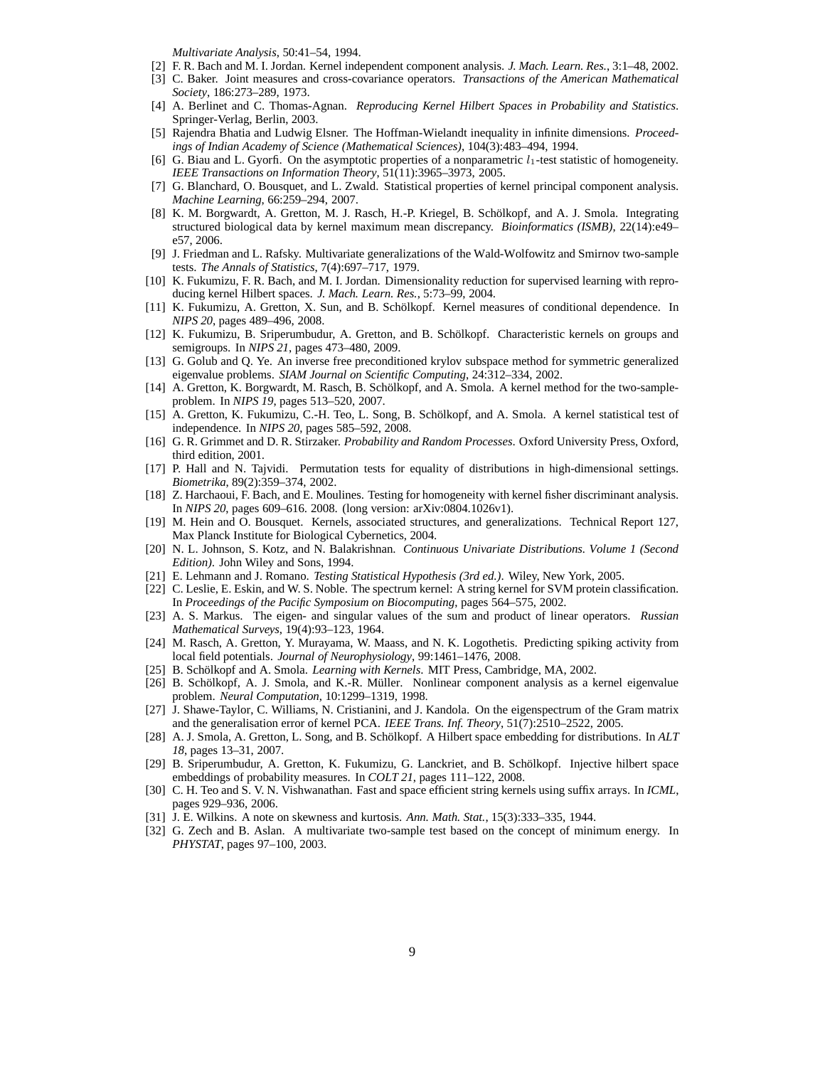*Multivariate Analysis*, 50:41–54, 1994.

[2] F. R. Bach and M. I. Jordan. Kernel independent component analysis. *J. Mach. Learn. Res.*, 3:1–48, 2002.

[3] C. Baker. Joint measures and cross-covariance operators. *Transactions of the American Mathematical Society*, 186:273–289, 1973.

[4] A. Berlinet and C. Thomas-Agnan. *Reproducing Kernel Hilbert Spaces in Probability and Statistics*. Springer-Verlag, Berlin, 2003.

[5] Rajendra Bhatia and Ludwig Elsner. The Hoffman-Wielandt inequality in infinite dimensions. *Proceedings of Indian Academy of Science (Mathematical Sciences)*, 104(3):483–494, 1994.

[6] G. Biau and L. Gyorfi. On the asymptotic properties of a nonparametric $l_1$-test statistic of homogeneity. *IEEE Transactions on Information Theory*, 51(11):3965–3973, 2005.

[7] G. Blanchard, O. Bousquet, and L. Zwald. Statistical properties of kernel principal component analysis. *Machine Learning*, 66:259–294, 2007.

[8] K. M. Borgwardt, A. Gretton, M. J. Rasch, H.-P. Kriegel, B. Schölkopf, and A. J. Smola. Integrating structured biological data by kernel maximum mean discrepancy. *Bioinformatics (ISMB)*, 22(14):e49–e57, 2006.

[9] J. Friedman and L. Rafsky. Multivariate generalizations of the Wald-Wolfowitz and Smirnov two-sample tests. *The Annals of Statistics*, 7(4):697–717, 1979.

[10] K. Fukumizu, F. R. Bach, and M. I. Jordan. Dimensionality reduction for supervised learning with reproducing kernel Hilbert spaces. *J. Mach. Learn. Res.*, 5:73–99, 2004.

[11] K. Fukumizu, A. Gretton, X. Sun, and B. Schölkopf. Kernel measures of conditional dependence. In *NIPS 20*, pages 489–496, 2008.

[12] K. Fukumizu, B. Sriperumbudur, A. Gretton, and B. Schölkopf. Characteristic kernels on groups and semigroups. In *NIPS 21*, pages 473–480, 2009.

[13] G. Golub and Q. Ye. An inverse free preconditioned krylov subspace method for symmetric generalized eigenvalue problems. *SIAM Journal on Scientific Computing*, 24:312–334, 2002.

[14] A. Gretton, K. Borgwardt, M. Rasch, B. Schölkopf, and A. Smola. A kernel method for the two-sample-problem. In *NIPS 19*, pages 513–520, 2007.

[15] A. Gretton, K. Fukumizu, C.-H. Teo, L. Song, B. Schölkopf, and A. Smola. A kernel statistical test of independence. In *NIPS 20*, pages 585–592, 2008.

[16] G. R. Grimmet and D. R. Stirzaker. *Probability and Random Processes*. Oxford University Press, Oxford, third edition, 2001.

[17] P. Hall and N. Tajvidi. Permutation tests for equality of distributions in high-dimensional settings. *Biometrika*, 89(2):359–374, 2002.

[18] Z. Harchaoui, F. Bach, and E. Moulines. Testing for homogeneity with kernel fisher discriminant analysis. In *NIPS 20*, pages 609–616. 2008. (long version: arXiv:0804.1026v1).

[19] M. Hein and O. Bousquet. Kernels, associated structures, and generalizations. Technical Report 127, Max Planck Institute for Biological Cybernetics, 2004.

[20] N. L. Johnson, S. Kotz, and N. Balakrishnan. *Continuous Univariate Distributions. Volume 1 (Second Edition)*. John Wiley and Sons, 1994.

[21] E. Lehmann and J. Romano. *Testing Statistical Hypothesis (3rd ed.)*. Wiley, New York, 2005.

[22] C. Leslie, E. Eskin, and W. S. Noble. The spectrum kernel: A string kernel for SVM protein classification. In *Proceedings of the Pacific Symposium on Biocomputing*, pages 564–575, 2002.

[23] A. S. Markus. The eigen- and singular values of the sum and product of linear operators. *Russian Mathematical Surveys*, 19(4):93–123, 1964.

[24] M. Rasch, A. Gretton, Y. Murayama, W. Maass, and N. K. Logothetis. Predicting spiking activity from local field potentials. *Journal of Neurophysiology*, 99:1461–1476, 2008.

[25] B. Schölkopf and A. Smola. *Learning with Kernels*. MIT Press, Cambridge, MA, 2002.

[26] B. Schölkopf, A. J. Smola, and K.-R. Müller. Nonlinear component analysis as a kernel eigenvalue problem. *Neural Computation*, 10:1299–1319, 1998.

[27] J. Shawe-Taylor, C. Williams, N. Cristianini, and J. Kandola. On the eigenspectrum of the Gram matrix and the generalisation error of kernel PCA. *IEEE Trans. Inf. Theory*, 51(7):2510–2522, 2005.

[28] A. J. Smola, A. Gretton, L. Song, and B. Schölkopf. A Hilbert space embedding for distributions. In *ALT 18*, pages 13–31, 2007.

[29] B. Sriperumbudur, A. Gretton, K. Fukumizu, G. Lanckriet, and B. Schölkopf. Injective hilbert space embeddings of probability measures. In *COLT 21*, pages 111–122, 2008.

[30] C. H. Teo and S. V. N. Vishwanathan. Fast and space efficient string kernels using suffix arrays. In *ICML*, pages 929–936, 2006.

[31] J. E. Wilkins. A note on skewness and kurtosis. *Ann. Math. Stat.*, 15(3):333–335, 1944.

[32] G. Zech and B. Aslan. A multivariate two-sample test based on the concept of minimum energy. In *PHYSTAT*, pages 97–100, 2003.